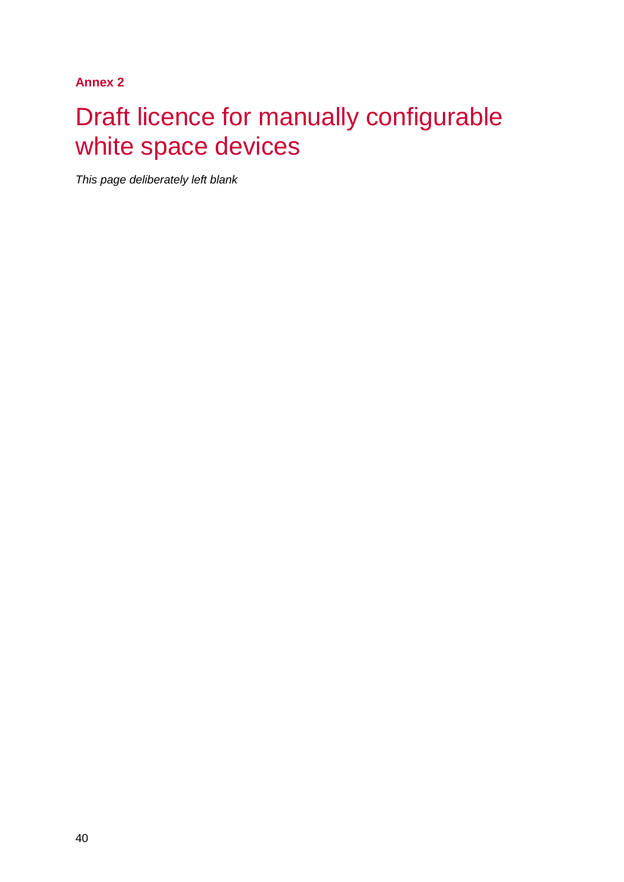**Annex 2**

# Draft licence for manually configurable white space devices

*This page deliberately left blank*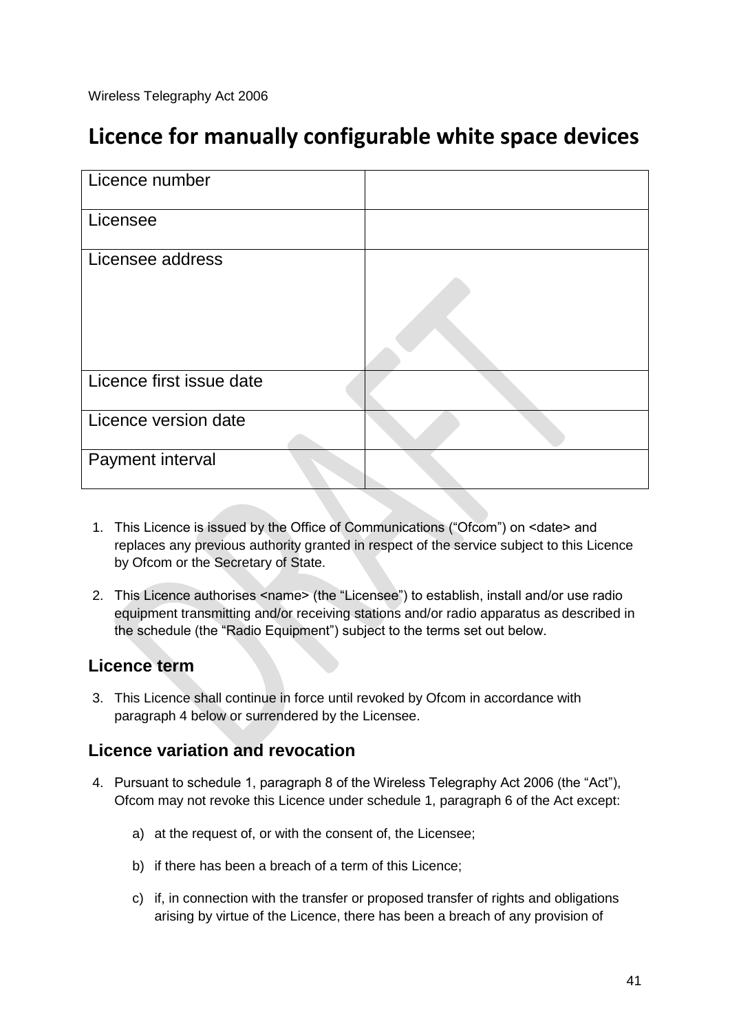Wireless Telegraphy Act 2006

# Licence for manually configurable white space devices

| Licence number | |
|---|---|
| Licensee | |
| Licensee address | |
| Licence first issue date | |
| Licence version date | |
| Payment interval | |

1. This Licence is issued by the Office of Communications ("Ofcom") on <date> and replaces any previous authority granted in respect of the service subject to this Licence by Ofcom or the Secretary of State.

2. This Licence authorises <name> (the "Licensee") to establish, install and/or use radio equipment transmitting and/or receiving stations and/or radio apparatus as described in the schedule (the "Radio Equipment") subject to the terms set out below.

### Licence term

3. This Licence shall continue in force until revoked by Ofcom in accordance with paragraph 4 below or surrendered by the Licensee.

### Licence variation and revocation

4. Pursuant to schedule 1, paragraph 8 of the Wireless Telegraphy Act 2006 (the "Act"), Ofcom may not revoke this Licence under schedule 1, paragraph 6 of the Act except:

   a) at the request of, or with the consent of, the Licensee;

   b) if there has been a breach of a term of this Licence;

   c) if, in connection with the transfer or proposed transfer of rights and obligations arising by virtue of the Licence, there has been a breach of any provision of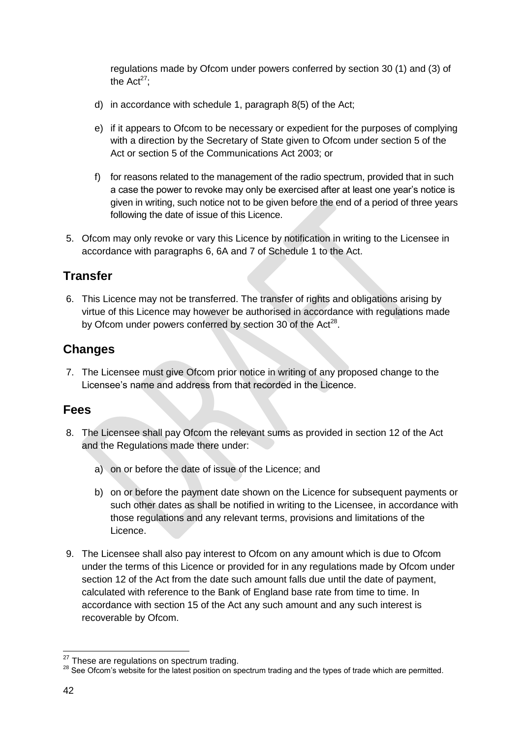regulations made by Ofcom under powers conferred by section 30 (1) and (3) of the Act[27];

d) in accordance with schedule 1, paragraph 8(5) of the Act;

e) if it appears to Ofcom to be necessary or expedient for the purposes of complying with a direction by the Secretary of State given to Ofcom under section 5 of the Act or section 5 of the Communications Act 2003; or

f) for reasons related to the management of the radio spectrum, provided that in such a case the power to revoke may only be exercised after at least one year's notice is given in writing, such notice not to be given before the end of a period of three years following the date of issue of this Licence.

5. Ofcom may only revoke or vary this Licence by notification in writing to the Licensee in accordance with paragraphs 6, 6A and 7 of Schedule 1 to the Act.

## Transfer

6. This Licence may not be transferred. The transfer of rights and obligations arising by virtue of this Licence may however be authorised in accordance with regulations made by Ofcom under powers conferred by section 30 of the Act[28].

## Changes

7. The Licensee must give Ofcom prior notice in writing of any proposed change to the Licensee's name and address from that recorded in the Licence.

## Fees

8. The Licensee shall pay Ofcom the relevant sums as provided in section 12 of the Act and the Regulations made there under:

   a) on or before the date of issue of the Licence; and

   b) on or before the payment date shown on the Licence for subsequent payments or such other dates as shall be notified in writing to the Licensee, in accordance with those regulations and any relevant terms, provisions and limitations of the Licence.

9. The Licensee shall also pay interest to Ofcom on any amount which is due to Ofcom under the terms of this Licence or provided for in any regulations made by Ofcom under section 12 of the Act from the date such amount falls due until the date of payment, calculated with reference to the Bank of England base rate from time to time. In accordance with section 15 of the Act any such amount and any such interest is recoverable by Ofcom.

---

[27] These are regulations on spectrum trading.

[28] See Ofcom's website for the latest position on spectrum trading and the types of trade which are permitted.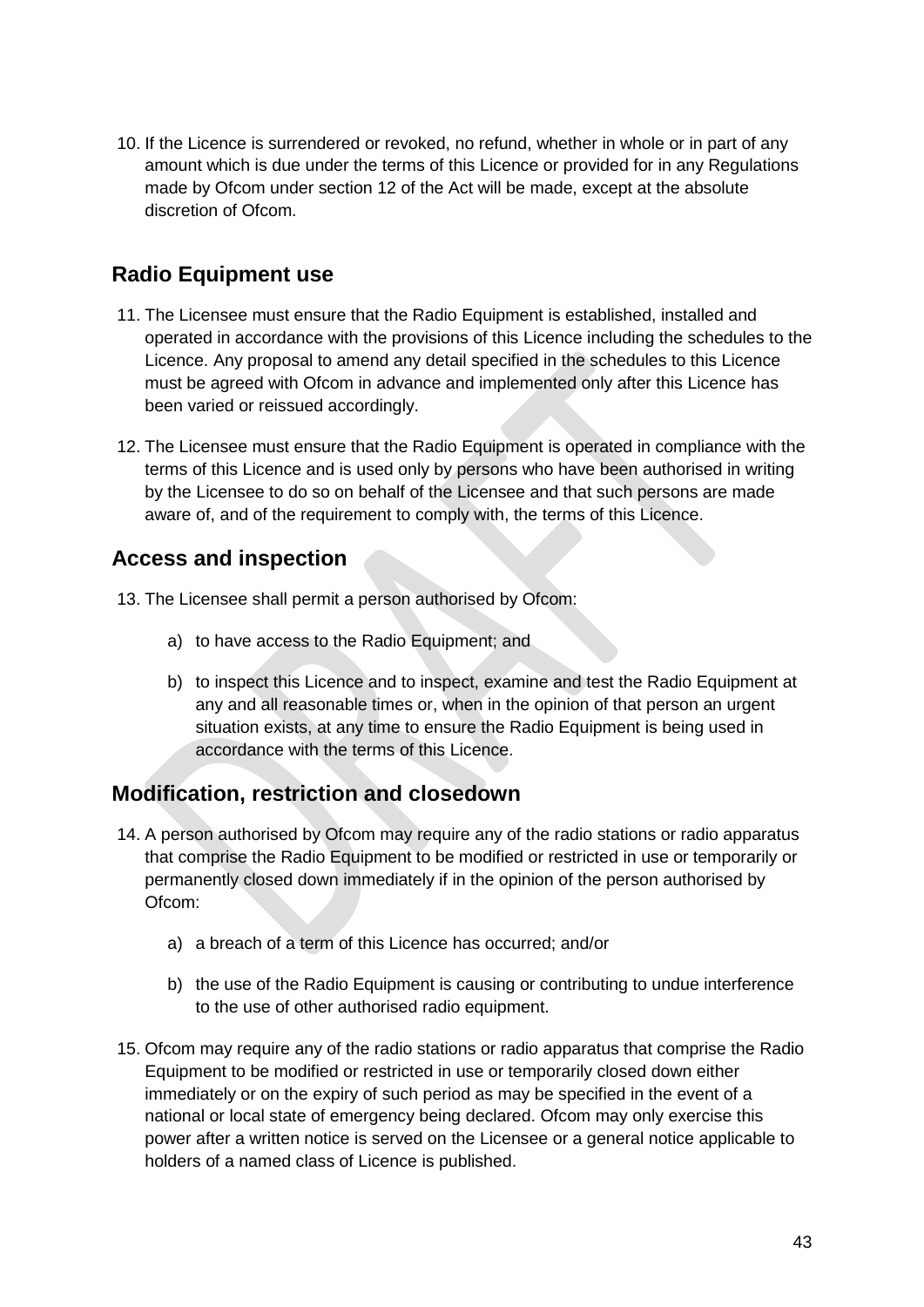10. If the Licence is surrendered or revoked, no refund, whether in whole or in part of any amount which is due under the terms of this Licence or provided for in any Regulations made by Ofcom under section 12 of the Act will be made, except at the absolute discretion of Ofcom.

## Radio Equipment use

11. The Licensee must ensure that the Radio Equipment is established, installed and operated in accordance with the provisions of this Licence including the schedules to the Licence. Any proposal to amend any detail specified in the schedules to this Licence must be agreed with Ofcom in advance and implemented only after this Licence has been varied or reissued accordingly.

12. The Licensee must ensure that the Radio Equipment is operated in compliance with the terms of this Licence and is used only by persons who have been authorised in writing by the Licensee to do so on behalf of the Licensee and that such persons are made aware of, and of the requirement to comply with, the terms of this Licence.

## Access and inspection

13. The Licensee shall permit a person authorised by Ofcom:

    a) to have access to the Radio Equipment; and

    b) to inspect this Licence and to inspect, examine and test the Radio Equipment at any and all reasonable times or, when in the opinion of that person an urgent situation exists, at any time to ensure the Radio Equipment is being used in accordance with the terms of this Licence.

## Modification, restriction and closedown

14. A person authorised by Ofcom may require any of the radio stations or radio apparatus that comprise the Radio Equipment to be modified or restricted in use or temporarily or permanently closed down immediately if in the opinion of the person authorised by Ofcom:

    a) a breach of a term of this Licence has occurred; and/or

    b) the use of the Radio Equipment is causing or contributing to undue interference to the use of other authorised radio equipment.

15. Ofcom may require any of the radio stations or radio apparatus that comprise the Radio Equipment to be modified or restricted in use or temporarily closed down either immediately or on the expiry of such period as may be specified in the event of a national or local state of emergency being declared. Ofcom may only exercise this power after a written notice is served on the Licensee or a general notice applicable to holders of a named class of Licence is published.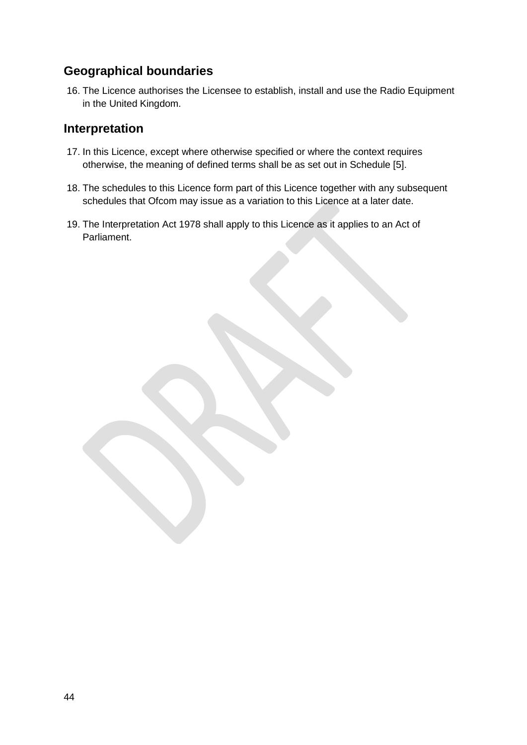## Geographical boundaries

16. The Licence authorises the Licensee to establish, install and use the Radio Equipment in the United Kingdom.

## Interpretation

17. In this Licence, except where otherwise specified or where the context requires otherwise, the meaning of defined terms shall be as set out in Schedule [5].
18. The schedules to this Licence form part of this Licence together with any subsequent schedules that Ofcom may issue as a variation to this Licence at a later date.
19. The Interpretation Act 1978 shall apply to this Licence as it applies to an Act of Parliament.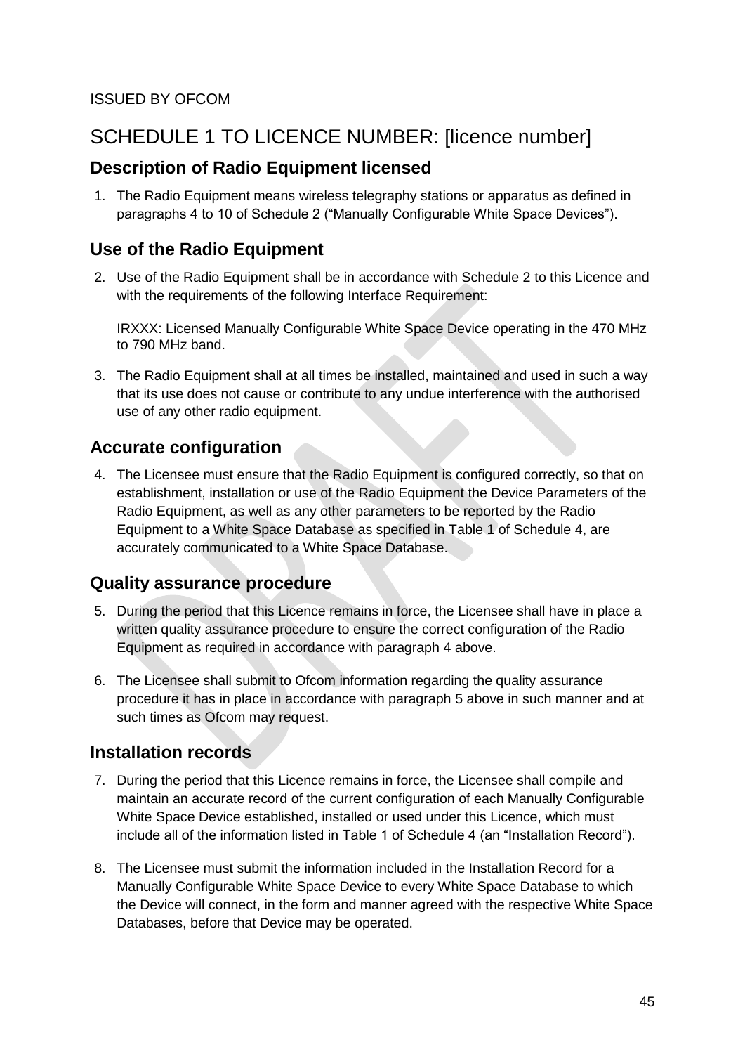ISSUED BY OFCOM

# SCHEDULE 1 TO LICENCE NUMBER: [licence number]

## Description of Radio Equipment licensed

1. The Radio Equipment means wireless telegraphy stations or apparatus as defined in paragraphs 4 to 10 of Schedule 2 (“Manually Configurable White Space Devices”).

## Use of the Radio Equipment

2. Use of the Radio Equipment shall be in accordance with Schedule 2 to this Licence and with the requirements of the following Interface Requirement:

   IRXXX: Licensed Manually Configurable White Space Device operating in the 470 MHz to 790 MHz band.

3. The Radio Equipment shall at all times be installed, maintained and used in such a way that its use does not cause or contribute to any undue interference with the authorised use of any other radio equipment.

## Accurate configuration

4. The Licensee must ensure that the Radio Equipment is configured correctly, so that on establishment, installation or use of the Radio Equipment the Device Parameters of the Radio Equipment, as well as any other parameters to be reported by the Radio Equipment to a White Space Database as specified in Table 1 of Schedule 4, are accurately communicated to a White Space Database.

## Quality assurance procedure

5. During the period that this Licence remains in force, the Licensee shall have in place a written quality assurance procedure to ensure the correct configuration of the Radio Equipment as required in accordance with paragraph 4 above.

6. The Licensee shall submit to Ofcom information regarding the quality assurance procedure it has in place in accordance with paragraph 5 above in such manner and at such times as Ofcom may request.

## Installation records

7. During the period that this Licence remains in force, the Licensee shall compile and maintain an accurate record of the current configuration of each Manually Configurable White Space Device established, installed or used under this Licence, which must include all of the information listed in Table 1 of Schedule 4 (an “Installation Record”).

8. The Licensee must submit the information included in the Installation Record for a Manually Configurable White Space Device to every White Space Database to which the Device will connect, in the form and manner agreed with the respective White Space Databases, before that Device may be operated.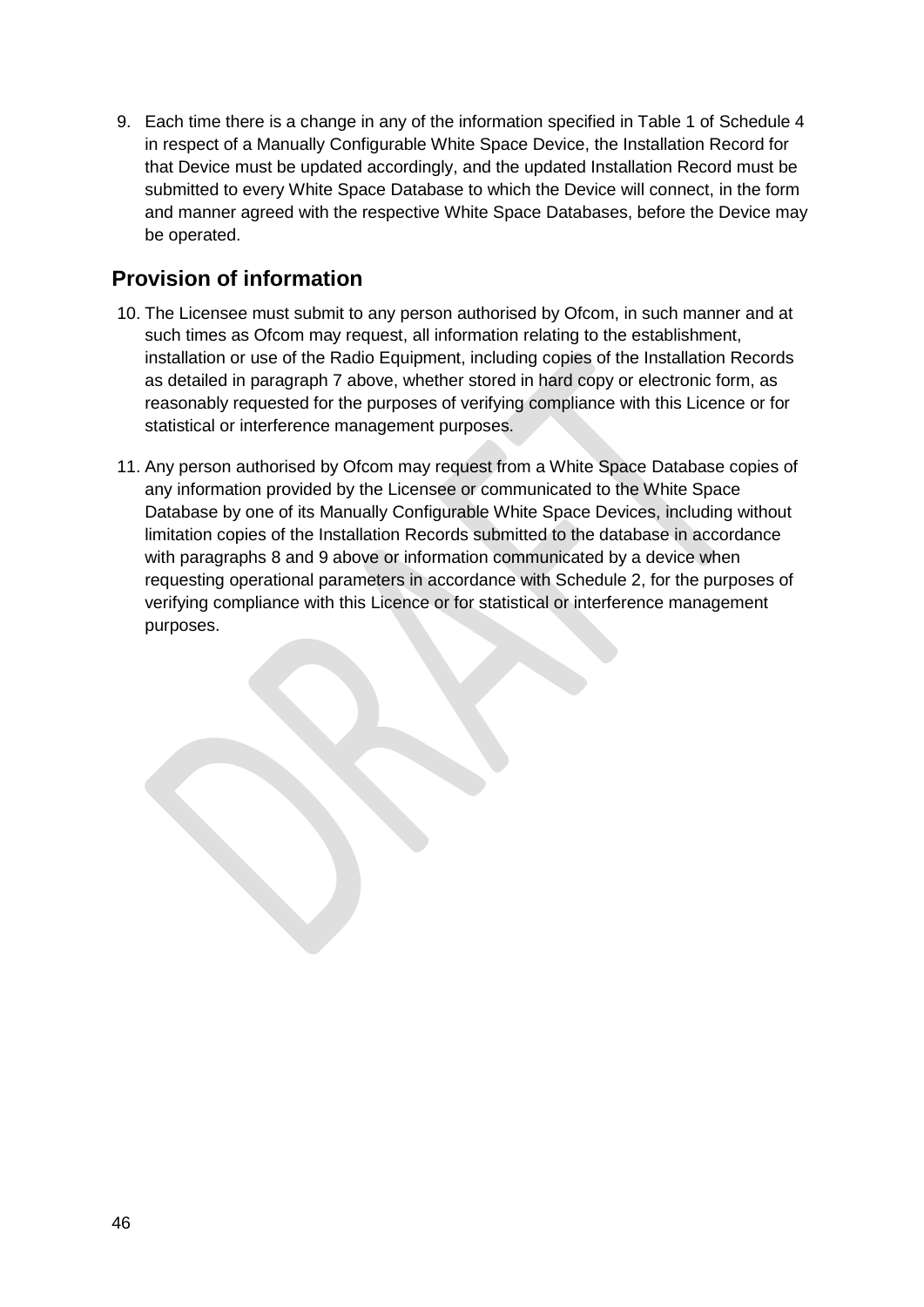9. Each time there is a change in any of the information specified in Table 1 of Schedule 4 in respect of a Manually Configurable White Space Device, the Installation Record for that Device must be updated accordingly, and the updated Installation Record must be submitted to every White Space Database to which the Device will connect, in the form and manner agreed with the respective White Space Databases, before the Device may be operated.

## Provision of information

10. The Licensee must submit to any person authorised by Ofcom, in such manner and at such times as Ofcom may request, all information relating to the establishment, installation or use of the Radio Equipment, including copies of the Installation Records as detailed in paragraph 7 above, whether stored in hard copy or electronic form, as reasonably requested for the purposes of verifying compliance with this Licence or for statistical or interference management purposes.

11. Any person authorised by Ofcom may request from a White Space Database copies of any information provided by the Licensee or communicated to the White Space Database by one of its Manually Configurable White Space Devices, including without limitation copies of the Installation Records submitted to the database in accordance with paragraphs 8 and 9 above or information communicated by a device when requesting operational parameters in accordance with Schedule 2, for the purposes of verifying compliance with this Licence or for statistical or interference management purposes.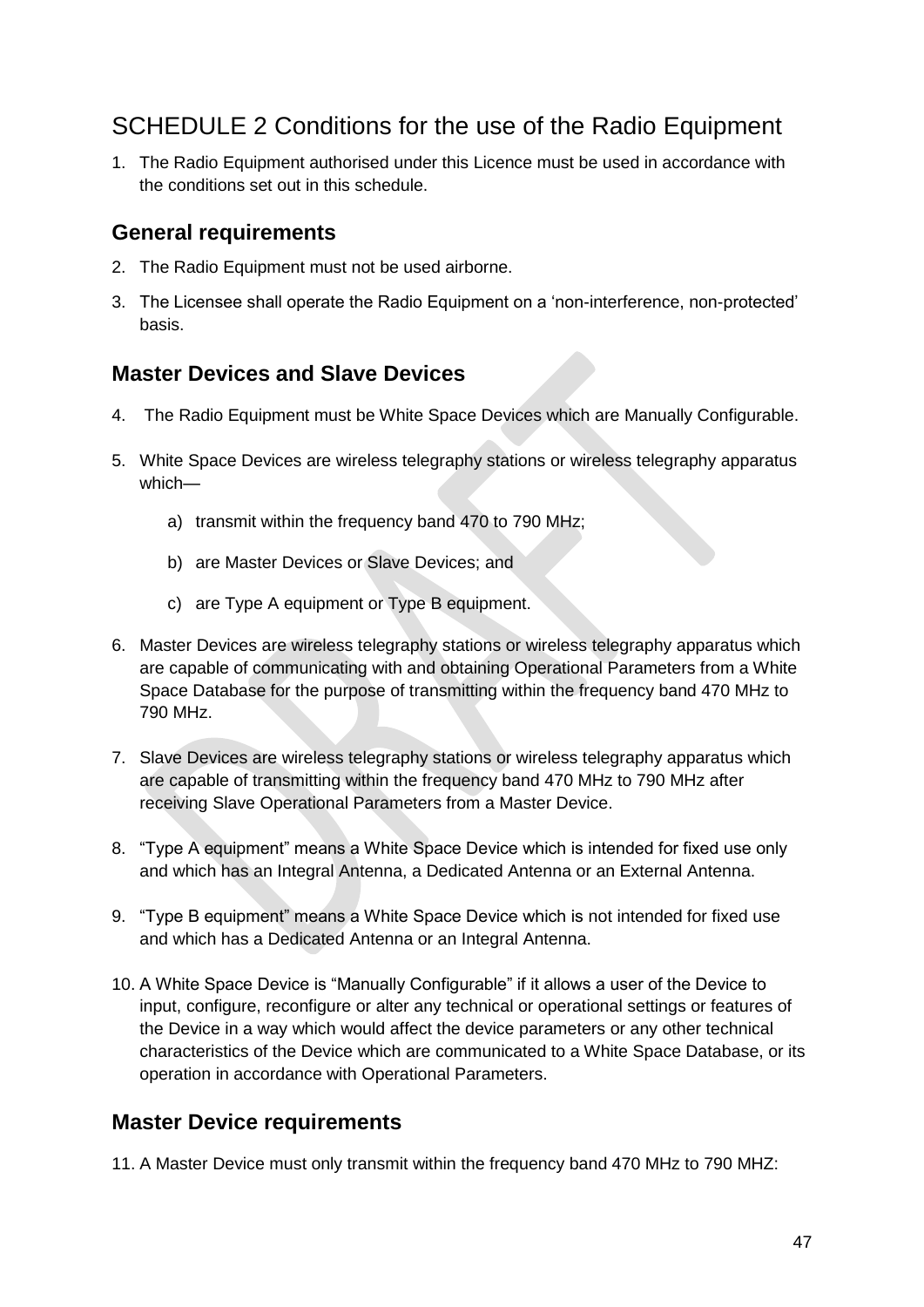# SCHEDULE 2 Conditions for the use of the Radio Equipment

1. The Radio Equipment authorised under this Licence must be used in accordance with the conditions set out in this schedule.

## General requirements

2. The Radio Equipment must not be used airborne.
3. The Licensee shall operate the Radio Equipment on a 'non-interference, non-protected' basis.

## Master Devices and Slave Devices

4. The Radio Equipment must be White Space Devices which are Manually Configurable.
5. White Space Devices are wireless telegraphy stations or wireless telegraphy apparatus which—
   a) transmit within the frequency band 470 to 790 MHz;
   b) are Master Devices or Slave Devices; and
   c) are Type A equipment or Type B equipment.
6. Master Devices are wireless telegraphy stations or wireless telegraphy apparatus which are capable of communicating with and obtaining Operational Parameters from a White Space Database for the purpose of transmitting within the frequency band 470 MHz to 790 MHz.
7. Slave Devices are wireless telegraphy stations or wireless telegraphy apparatus which are capable of transmitting within the frequency band 470 MHz to 790 MHz after receiving Slave Operational Parameters from a Master Device.
8. "Type A equipment" means a White Space Device which is intended for fixed use only and which has an Integral Antenna, a Dedicated Antenna or an External Antenna.
9. "Type B equipment" means a White Space Device which is not intended for fixed use and which has a Dedicated Antenna or an Integral Antenna.
10. A White Space Device is "Manually Configurable" if it allows a user of the Device to input, configure, reconfigure or alter any technical or operational settings or features of the Device in a way which would affect the device parameters or any other technical characteristics of the Device which are communicated to a White Space Database, or its operation in accordance with Operational Parameters.

## Master Device requirements

11. A Master Device must only transmit within the frequency band 470 MHz to 790 MHZ: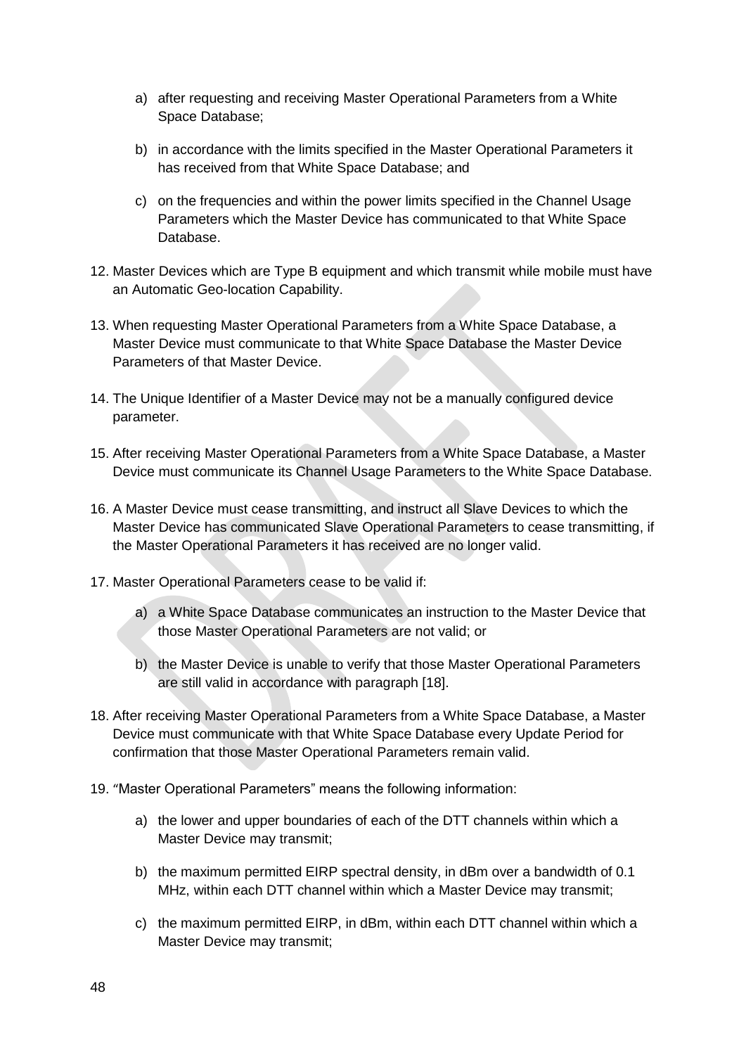a) after requesting and receiving Master Operational Parameters from a White Space Database;

b) in accordance with the limits specified in the Master Operational Parameters it has received from that White Space Database; and

c) on the frequencies and within the power limits specified in the Channel Usage Parameters which the Master Device has communicated to that White Space Database.

12. Master Devices which are Type B equipment and which transmit while mobile must have an Automatic Geo-location Capability.

13. When requesting Master Operational Parameters from a White Space Database, a Master Device must communicate to that White Space Database the Master Device Parameters of that Master Device.

14. The Unique Identifier of a Master Device may not be a manually configured device parameter.

15. After receiving Master Operational Parameters from a White Space Database, a Master Device must communicate its Channel Usage Parameters to the White Space Database.

16. A Master Device must cease transmitting, and instruct all Slave Devices to which the Master Device has communicated Slave Operational Parameters to cease transmitting, if the Master Operational Parameters it has received are no longer valid.

17. Master Operational Parameters cease to be valid if:

    a) a White Space Database communicates an instruction to the Master Device that those Master Operational Parameters are not valid; or

    b) the Master Device is unable to verify that those Master Operational Parameters are still valid in accordance with paragraph [18].

18. After receiving Master Operational Parameters from a White Space Database, a Master Device must communicate with that White Space Database every Update Period for confirmation that those Master Operational Parameters remain valid.

19. "Master Operational Parameters" means the following information:

    a) the lower and upper boundaries of each of the DTT channels within which a Master Device may transmit;

    b) the maximum permitted EIRP spectral density, in dBm over a bandwidth of 0.1 MHz, within each DTT channel within which a Master Device may transmit;

    c) the maximum permitted EIRP, in dBm, within each DTT channel within which a Master Device may transmit;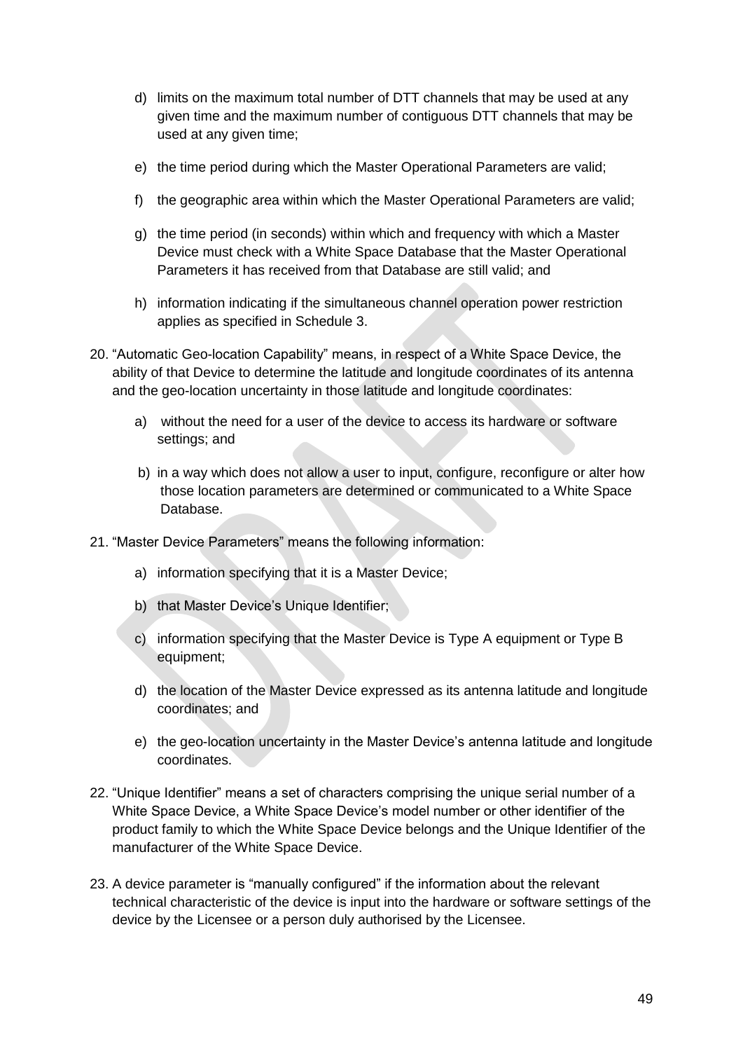d) limits on the maximum total number of DTT channels that may be used at any given time and the maximum number of contiguous DTT channels that may be used at any given time;

e) the time period during which the Master Operational Parameters are valid;

f) the geographic area within which the Master Operational Parameters are valid;

g) the time period (in seconds) within which and frequency with which a Master Device must check with a White Space Database that the Master Operational Parameters it has received from that Database are still valid; and

h) information indicating if the simultaneous channel operation power restriction applies as specified in Schedule 3.

20. "Automatic Geo-location Capability" means, in respect of a White Space Device, the ability of that Device to determine the latitude and longitude coordinates of its antenna and the geo-location uncertainty in those latitude and longitude coordinates:

    a) without the need for a user of the device to access its hardware or software settings; and

    b) in a way which does not allow a user to input, configure, reconfigure or alter how those location parameters are determined or communicated to a White Space Database.

21. "Master Device Parameters" means the following information:

    a) information specifying that it is a Master Device;

    b) that Master Device's Unique Identifier;

    c) information specifying that the Master Device is Type A equipment or Type B equipment;

    d) the location of the Master Device expressed as its antenna latitude and longitude coordinates; and

    e) the geo-location uncertainty in the Master Device's antenna latitude and longitude coordinates.

22. "Unique Identifier" means a set of characters comprising the unique serial number of a White Space Device, a White Space Device's model number or other identifier of the product family to which the White Space Device belongs and the Unique Identifier of the manufacturer of the White Space Device.

23. A device parameter is "manually configured" if the information about the relevant technical characteristic of the device is input into the hardware or software settings of the device by the Licensee or a person duly authorised by the Licensee.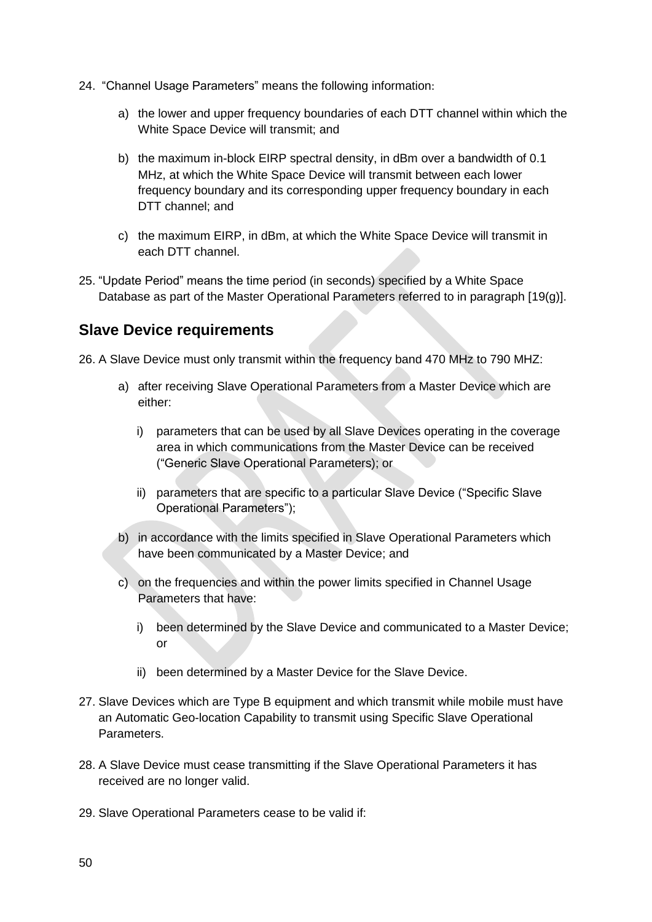24. "Channel Usage Parameters" means the following information:

    a) the lower and upper frequency boundaries of each DTT channel within which the White Space Device will transmit; and

    b) the maximum in-block EIRP spectral density, in dBm over a bandwidth of 0.1 MHz, at which the White Space Device will transmit between each lower frequency boundary and its corresponding upper frequency boundary in each DTT channel; and

    c) the maximum EIRP, in dBm, at which the White Space Device will transmit in each DTT channel.

25. "Update Period" means the time period (in seconds) specified by a White Space Database as part of the Master Operational Parameters referred to in paragraph [19(g)].

## Slave Device requirements

26. A Slave Device must only transmit within the frequency band 470 MHz to 790 MHZ:

    a) after receiving Slave Operational Parameters from a Master Device which are either:

       i) parameters that can be used by all Slave Devices operating in the coverage area in which communications from the Master Device can be received ("Generic Slave Operational Parameters); or

       ii) parameters that are specific to a particular Slave Device ("Specific Slave Operational Parameters");

    b) in accordance with the limits specified in Slave Operational Parameters which have been communicated by a Master Device; and

    c) on the frequencies and within the power limits specified in Channel Usage Parameters that have:

       i) been determined by the Slave Device and communicated to a Master Device; or

       ii) been determined by a Master Device for the Slave Device.

27. Slave Devices which are Type B equipment and which transmit while mobile must have an Automatic Geo-location Capability to transmit using Specific Slave Operational Parameters.

28. A Slave Device must cease transmitting if the Slave Operational Parameters it has received are no longer valid.

29. Slave Operational Parameters cease to be valid if: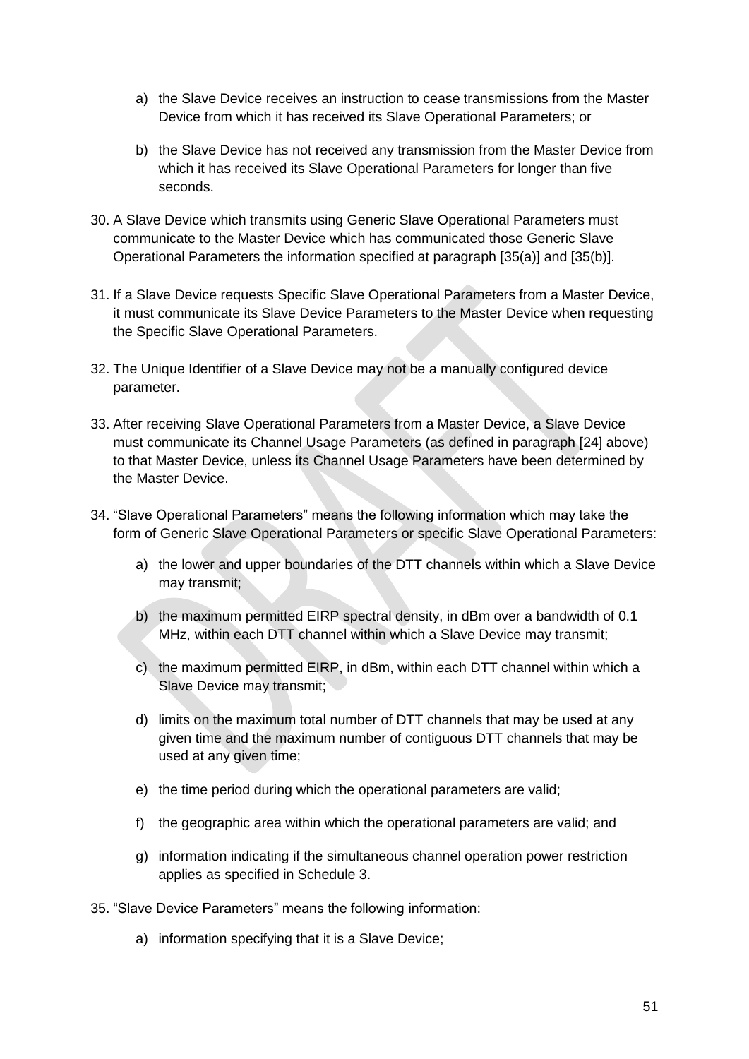a) the Slave Device receives an instruction to cease transmissions from the Master Device from which it has received its Slave Operational Parameters; or

b) the Slave Device has not received any transmission from the Master Device from which it has received its Slave Operational Parameters for longer than five seconds.

30. A Slave Device which transmits using Generic Slave Operational Parameters must communicate to the Master Device which has communicated those Generic Slave Operational Parameters the information specified at paragraph [35(a)] and [35(b)].

31. If a Slave Device requests Specific Slave Operational Parameters from a Master Device, it must communicate its Slave Device Parameters to the Master Device when requesting the Specific Slave Operational Parameters.

32. The Unique Identifier of a Slave Device may not be a manually configured device parameter.

33. After receiving Slave Operational Parameters from a Master Device, a Slave Device must communicate its Channel Usage Parameters (as defined in paragraph [24] above) to that Master Device, unless its Channel Usage Parameters have been determined by the Master Device.

34. "Slave Operational Parameters" means the following information which may take the form of Generic Slave Operational Parameters or specific Slave Operational Parameters:

    a) the lower and upper boundaries of the DTT channels within which a Slave Device may transmit;

    b) the maximum permitted EIRP spectral density, in dBm over a bandwidth of 0.1 MHz, within each DTT channel within which a Slave Device may transmit;

    c) the maximum permitted EIRP, in dBm, within each DTT channel within which a Slave Device may transmit;

    d) limits on the maximum total number of DTT channels that may be used at any given time and the maximum number of contiguous DTT channels that may be used at any given time;

    e) the time period during which the operational parameters are valid;

    f) the geographic area within which the operational parameters are valid; and

    g) information indicating if the simultaneous channel operation power restriction applies as specified in Schedule 3.

35. "Slave Device Parameters" means the following information:

    a) information specifying that it is a Slave Device;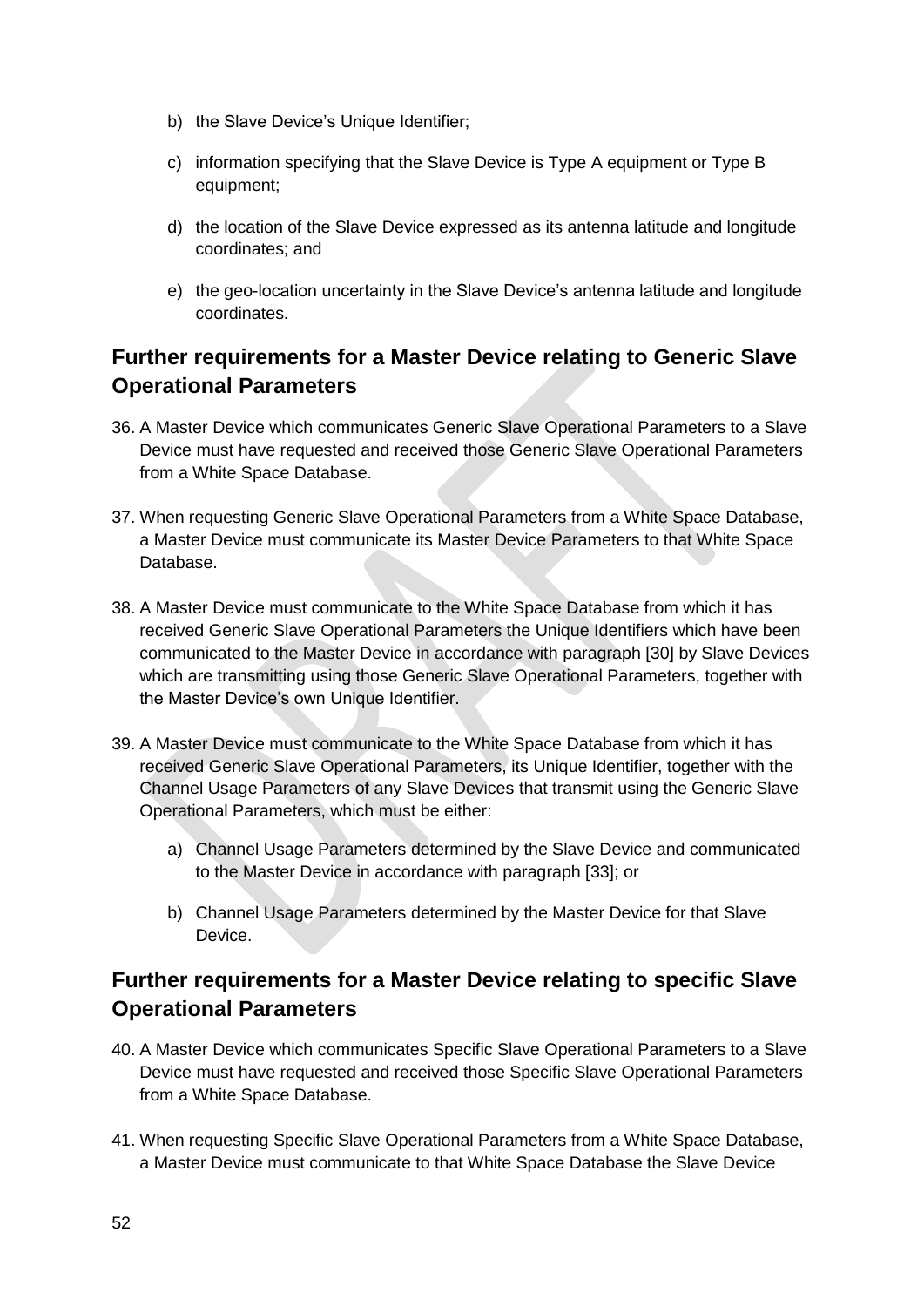b) the Slave Device's Unique Identifier;

c) information specifying that the Slave Device is Type A equipment or Type B equipment;

d) the location of the Slave Device expressed as its antenna latitude and longitude coordinates; and

e) the geo-location uncertainty in the Slave Device's antenna latitude and longitude coordinates.

## Further requirements for a Master Device relating to Generic Slave Operational Parameters

36. A Master Device which communicates Generic Slave Operational Parameters to a Slave Device must have requested and received those Generic Slave Operational Parameters from a White Space Database.

37. When requesting Generic Slave Operational Parameters from a White Space Database, a Master Device must communicate its Master Device Parameters to that White Space Database.

38. A Master Device must communicate to the White Space Database from which it has received Generic Slave Operational Parameters the Unique Identifiers which have been communicated to the Master Device in accordance with paragraph [30] by Slave Devices which are transmitting using those Generic Slave Operational Parameters, together with the Master Device's own Unique Identifier.

39. A Master Device must communicate to the White Space Database from which it has received Generic Slave Operational Parameters, its Unique Identifier, together with the Channel Usage Parameters of any Slave Devices that transmit using the Generic Slave Operational Parameters, which must be either:

    a) Channel Usage Parameters determined by the Slave Device and communicated to the Master Device in accordance with paragraph [33]; or

    b) Channel Usage Parameters determined by the Master Device for that Slave Device.

## Further requirements for a Master Device relating to specific Slave Operational Parameters

40. A Master Device which communicates Specific Slave Operational Parameters to a Slave Device must have requested and received those Specific Slave Operational Parameters from a White Space Database.

41. When requesting Specific Slave Operational Parameters from a White Space Database, a Master Device must communicate to that White Space Database the Slave Device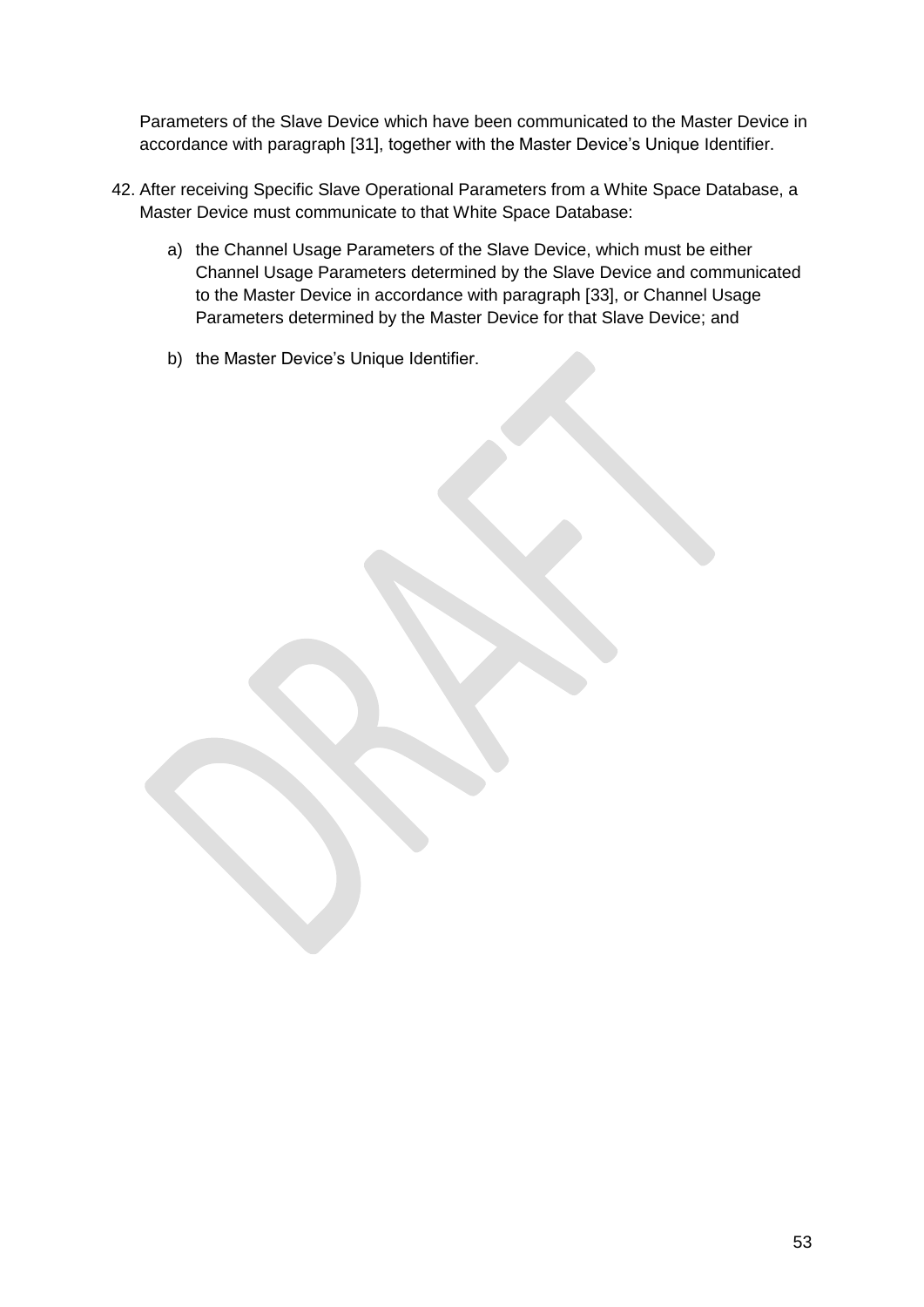Parameters of the Slave Device which have been communicated to the Master Device in accordance with paragraph [31], together with the Master Device's Unique Identifier.

42. After receiving Specific Slave Operational Parameters from a White Space Database, a Master Device must communicate to that White Space Database:

    a) the Channel Usage Parameters of the Slave Device, which must be either Channel Usage Parameters determined by the Slave Device and communicated to the Master Device in accordance with paragraph [33], or Channel Usage Parameters determined by the Master Device for that Slave Device; and

    b) the Master Device's Unique Identifier.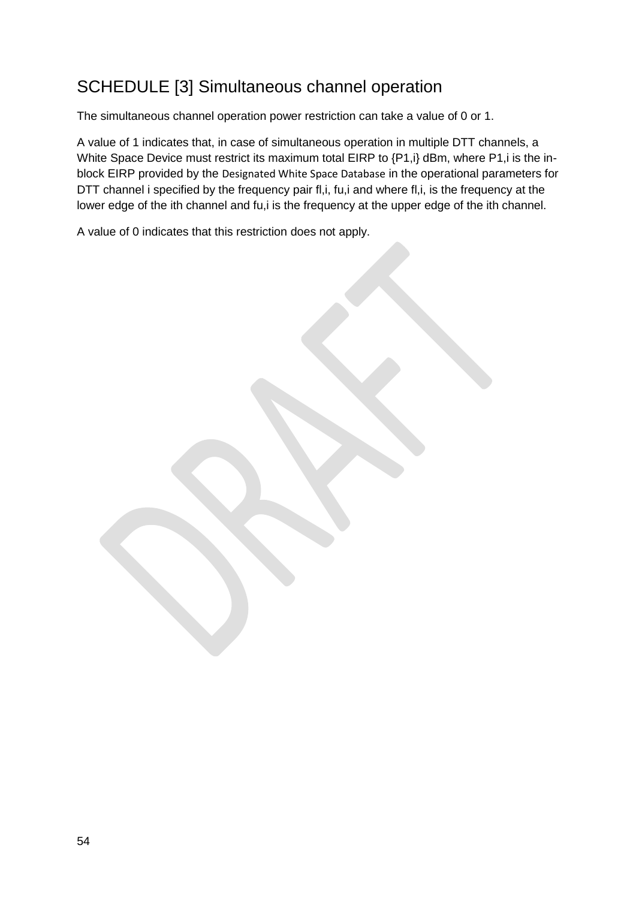# SCHEDULE [3] Simultaneous channel operation

The simultaneous channel operation power restriction can take a value of 0 or 1.

A value of 1 indicates that, in case of simultaneous operation in multiple DTT channels, a White Space Device must restrict its maximum total EIRP to $\{P_{1,i}\}$ dBm, where $P_{1,i}$ is the in-block EIRP provided by the Designated White Space Database in the operational parameters for DTT channel i specified by the frequency pair $f_{l,i}$, $f_{u,i}$ and where $f_{l,i}$, is the frequency at the lower edge of the ith channel and $f_{u,i}$ is the frequency at the upper edge of the ith channel.

A value of 0 indicates that this restriction does not apply.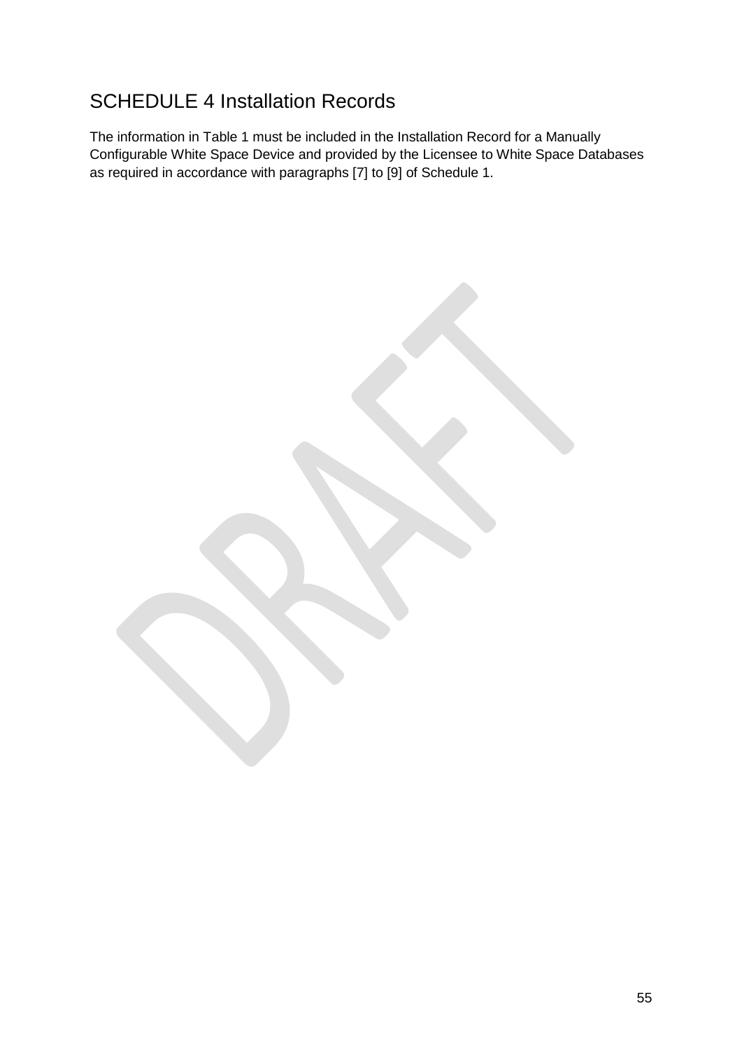# SCHEDULE 4 Installation Records

The information in Table 1 must be included in the Installation Record for a Manually Configurable White Space Device and provided by the Licensee to White Space Databases as required in accordance with paragraphs [7] to [9] of Schedule 1.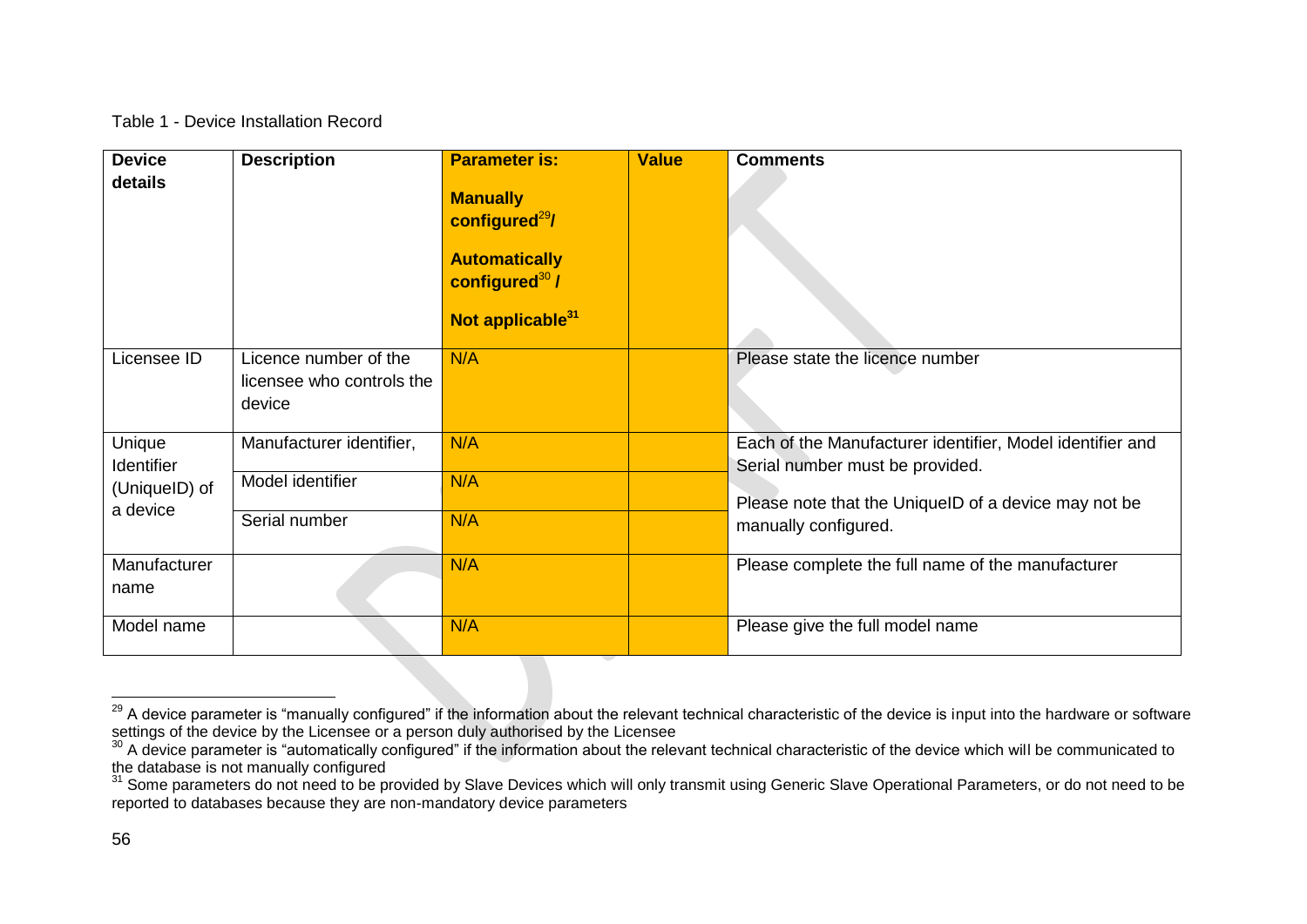Table 1 - Device Installation Record

| Device details | Description | Parameter is: **Manually configured**[29]**/** **Automatically configured**[30] **/** **Not applicable**[31] | Value | Comments |
|---|---|---|---|---|
| Licensee ID | Licence number of the licensee who controls the device | N/A | | Please state the licence number |
| Unique Identifier (UniqueID) of a device | Manufacturer identifier, | N/A | | Each of the Manufacturer identifier, Model identifier and Serial number must be provided. Please note that the UniqueID of a device may not be manually configured. |
| | Model identifier | N/A | | |
| | Serial number | N/A | | |
| Manufacturer name | | N/A | | Please complete the full name of the manufacturer |
| Model name | | N/A | | Please give the full model name |

[29] A device parameter is "manually configured" if the information about the relevant technical characteristic of the device is input into the hardware or software settings of the device by the Licensee or a person duly authorised by the Licensee

[30] A device parameter is "automatically configured" if the information about the relevant technical characteristic of the device which will be communicated to the database is not manually configured

[31] Some parameters do not need to be provided by Slave Devices which will only transmit using Generic Slave Operational Parameters, or do not need to be reported to databases because they are non-mandatory device parameters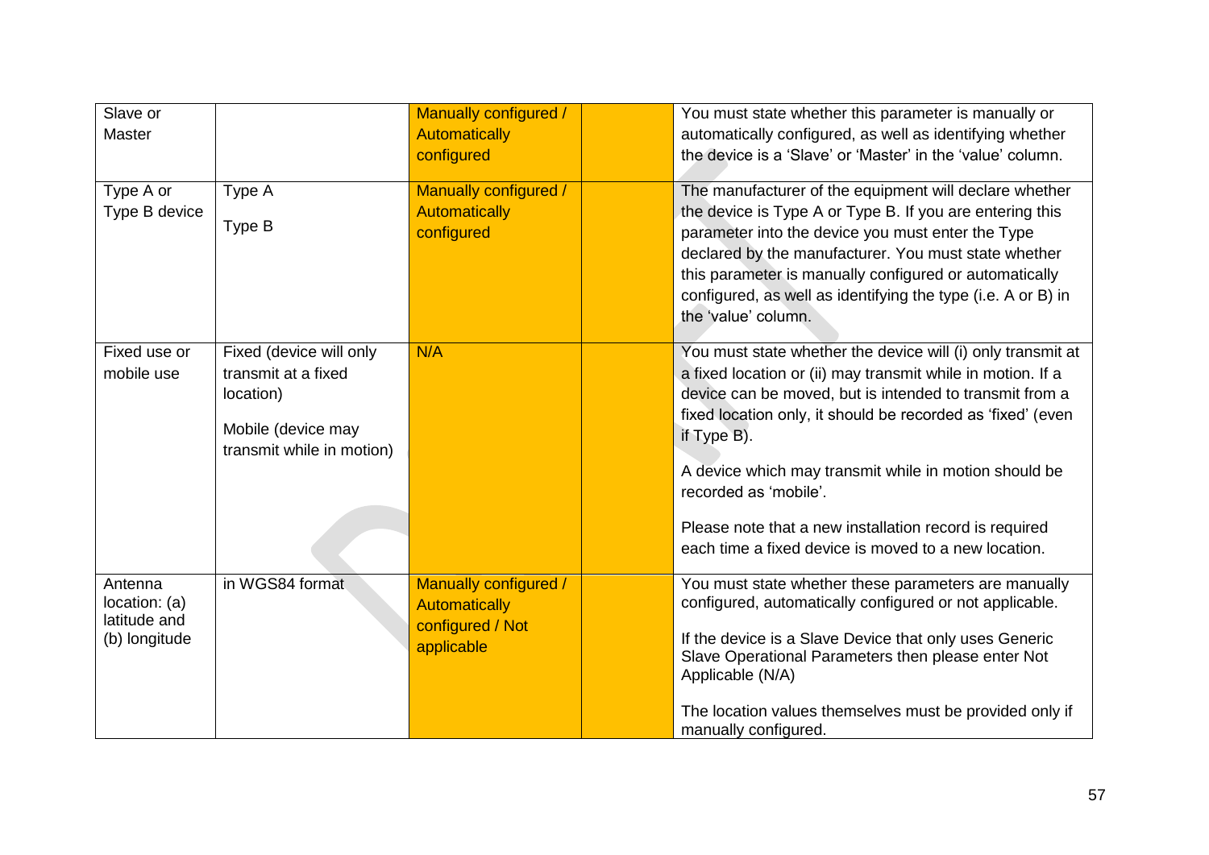| | | | | |
|---|---|---|---|---|
| Slave or Master | | Manually configured / Automatically configured | | You must state whether this parameter is manually or automatically configured, as well as identifying whether the device is a 'Slave' or 'Master' in the 'value' column. |
| Type A or Type B device | Type A<br><br>Type B | Manually configured / Automatically configured | | The manufacturer of the equipment will declare whether the device is Type A or Type B. If you are entering this parameter into the device you must enter the Type declared by the manufacturer. You must state whether this parameter is manually configured or automatically configured, as well as identifying the type (i.e. A or B) in the 'value' column. |
| Fixed use or mobile use | Fixed (device will only transmit at a fixed location)<br><br>Mobile (device may transmit while in motion) | N/A | | You must state whether the device will (i) only transmit at a fixed location or (ii) may transmit while in motion. If a device can be moved, but is intended to transmit from a fixed location only, it should be recorded as 'fixed' (even if Type B).<br><br>A device which may transmit while in motion should be recorded as 'mobile'.<br><br>Please note that a new installation record is required each time a fixed device is moved to a new location. |
| Antenna location: (a) latitude and (b) longitude | in WGS84 format | Manually configured / Automatically configured / Not applicable | | You must state whether these parameters are manually configured, automatically configured or not applicable.<br><br>If the device is a Slave Device that only uses Generic Slave Operational Parameters then please enter Not Applicable (N/A)<br><br>The location values themselves must be provided only if manually configured. |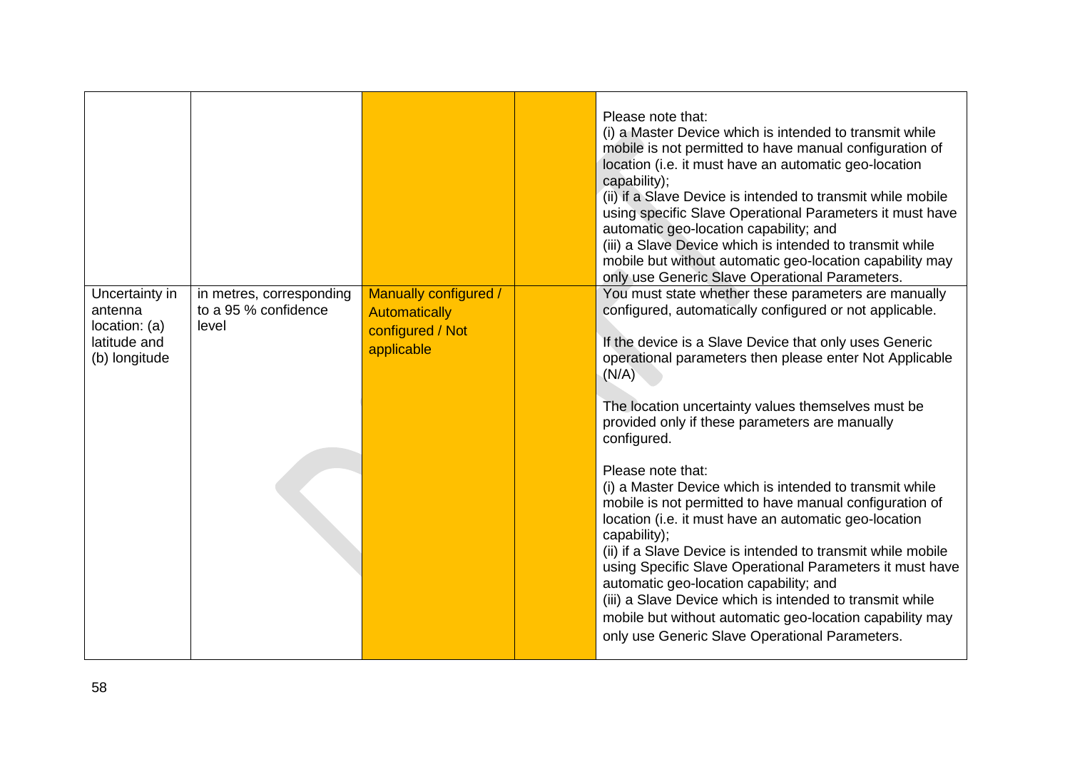|  |  |  |  |  |
|---|---|---|---|---|
|  |  |  |  | Please note that:<br>(i) a Master Device which is intended to transmit while mobile is not permitted to have manual configuration of location (i.e. it must have an automatic geo-location capability);<br>(ii) if a Slave Device is intended to transmit while mobile using specific Slave Operational Parameters it must have automatic geo-location capability; and<br>(iii) a Slave Device which is intended to transmit while mobile but without automatic geo-location capability may only use Generic Slave Operational Parameters. |
| Uncertainty in antenna location: (a) latitude and (b) longitude | in metres, corresponding to a 95 % confidence level | Manually configured / Automatically configured / Not applicable |  | You must state whether these parameters are manually configured, automatically configured or not applicable.<br><br>If the device is a Slave Device that only uses Generic operational parameters then please enter Not Applicable (N/A)<br><br>The location uncertainty values themselves must be provided only if these parameters are manually configured.<br><br>Please note that:<br>(i) a Master Device which is intended to transmit while mobile is not permitted to have manual configuration of location (i.e. it must have an automatic geo-location capability);<br>(ii) if a Slave Device is intended to transmit while mobile using Specific Slave Operational Parameters it must have automatic geo-location capability; and<br>(iii) a Slave Device which is intended to transmit while mobile but without automatic geo-location capability may only use Generic Slave Operational Parameters. |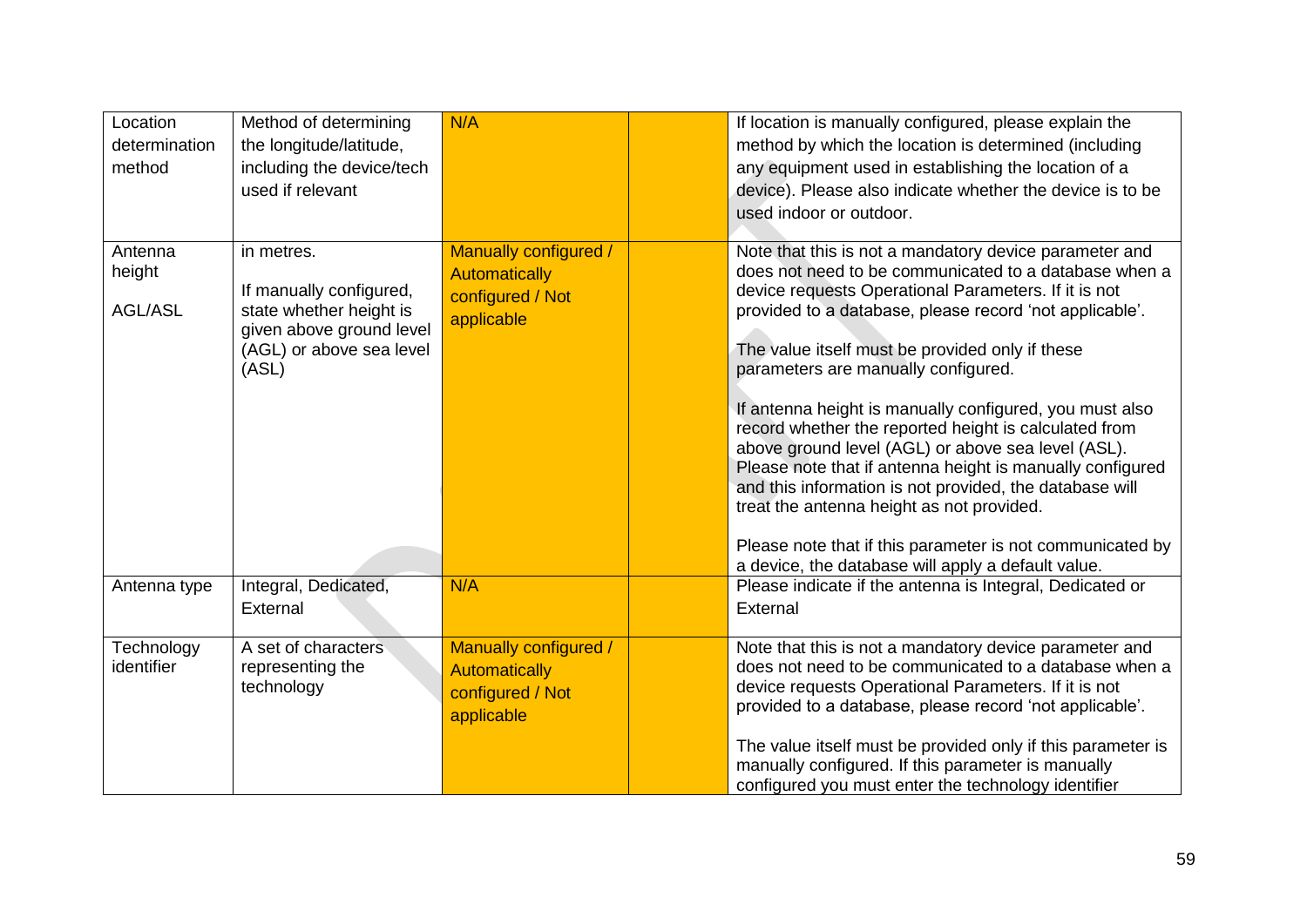| Location determination method | Method of determining the longitude/latitude, including the device/tech used if relevant | N/A | | If location is manually configured, please explain the method by which the location is determined (including any equipment used in establishing the location of a device). Please also indicate whether the device is to be used indoor or outdoor. |
|---|---|---|---|---|
| Antenna height AGL/ASL | in metres. If manually configured, state whether height is given above ground level (AGL) or above sea level (ASL) | Manually configured / Automatically configured / Not applicable | | Note that this is not a mandatory device parameter and does not need to be communicated to a database when a device requests Operational Parameters. If it is not provided to a database, please record 'not applicable'. The value itself must be provided only if these parameters are manually configured. If antenna height is manually configured, you must also record whether the reported height is calculated from above ground level (AGL) or above sea level (ASL). Please note that if antenna height is manually configured and this information is not provided, the database will treat the antenna height as not provided. Please note that if this parameter is not communicated by a device, the database will apply a default value. |
| Antenna type | Integral, Dedicated, External | N/A | | Please indicate if the antenna is Integral, Dedicated or External |
| Technology identifier | A set of characters representing the technology | Manually configured / Automatically configured / Not applicable | | Note that this is not a mandatory device parameter and does not need to be communicated to a database when a device requests Operational Parameters. If it is not provided to a database, please record 'not applicable'. The value itself must be provided only if this parameter is manually configured. If this parameter is manually configured you must enter the technology identifier |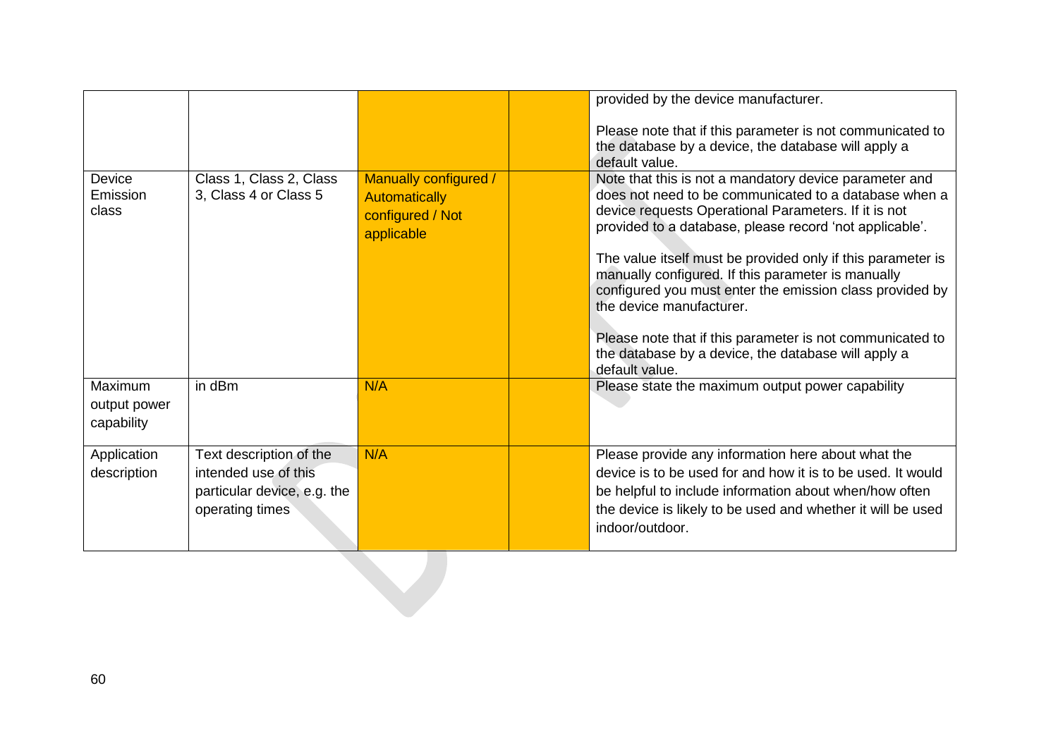| | | | | |
|---|---|---|---|---|
| | | | | provided by the device manufacturer.<br><br>Please note that if this parameter is not communicated to the database by a device, the database will apply a default value. |
| Device Emission class | Class 1, Class 2, Class 3, Class 4 or Class 5 | Manually configured / Automatically configured / Not applicable | | Note that this is not a mandatory device parameter and does not need to be communicated to a database when a device requests Operational Parameters. If it is not provided to a database, please record 'not applicable'.<br><br>The value itself must be provided only if this parameter is manually configured. If this parameter is manually configured you must enter the emission class provided by the device manufacturer.<br><br>Please note that if this parameter is not communicated to the database by a device, the database will apply a default value. |
| Maximum output power capability | in dBm | N/A | | Please state the maximum output power capability |
| Application description | Text description of the intended use of this particular device, e.g. the operating times | N/A | | Please provide any information here about what the device is to be used for and how it is to be used. It would be helpful to include information about when/how often the device is likely to be used and whether it will be used indoor/outdoor. |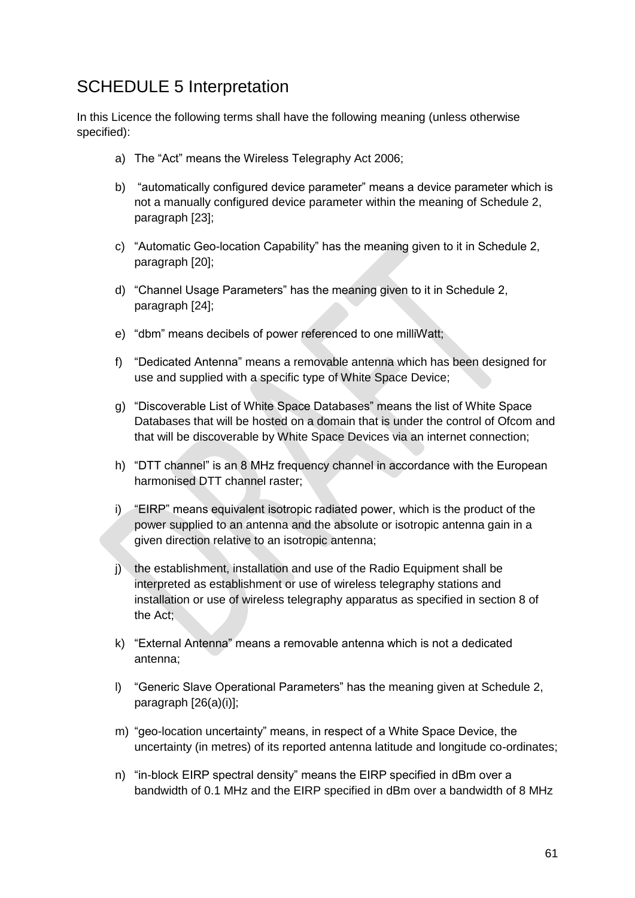# SCHEDULE 5 Interpretation

In this Licence the following terms shall have the following meaning (unless otherwise specified):

a) The "Act" means the Wireless Telegraphy Act 2006;

b) "automatically configured device parameter" means a device parameter which is not a manually configured device parameter within the meaning of Schedule 2, paragraph [23];

c) "Automatic Geo-location Capability" has the meaning given to it in Schedule 2, paragraph [20];

d) "Channel Usage Parameters" has the meaning given to it in Schedule 2, paragraph [24];

e) "dbm" means decibels of power referenced to one milliWatt;

f) "Dedicated Antenna" means a removable antenna which has been designed for use and supplied with a specific type of White Space Device;

g) "Discoverable List of White Space Databases" means the list of White Space Databases that will be hosted on a domain that is under the control of Ofcom and that will be discoverable by White Space Devices via an internet connection;

h) "DTT channel" is an 8 MHz frequency channel in accordance with the European harmonised DTT channel raster;

i) "EIRP" means equivalent isotropic radiated power, which is the product of the power supplied to an antenna and the absolute or isotropic antenna gain in a given direction relative to an isotropic antenna;

j) the establishment, installation and use of the Radio Equipment shall be interpreted as establishment or use of wireless telegraphy stations and installation or use of wireless telegraphy apparatus as specified in section 8 of the Act;

k) "External Antenna" means a removable antenna which is not a dedicated antenna;

l) "Generic Slave Operational Parameters" has the meaning given at Schedule 2, paragraph [26(a)(i)];

m) "geo-location uncertainty" means, in respect of a White Space Device, the uncertainty (in metres) of its reported antenna latitude and longitude co-ordinates;

n) "in-block EIRP spectral density" means the EIRP specified in dBm over a bandwidth of 0.1 MHz and the EIRP specified in dBm over a bandwidth of 8 MHz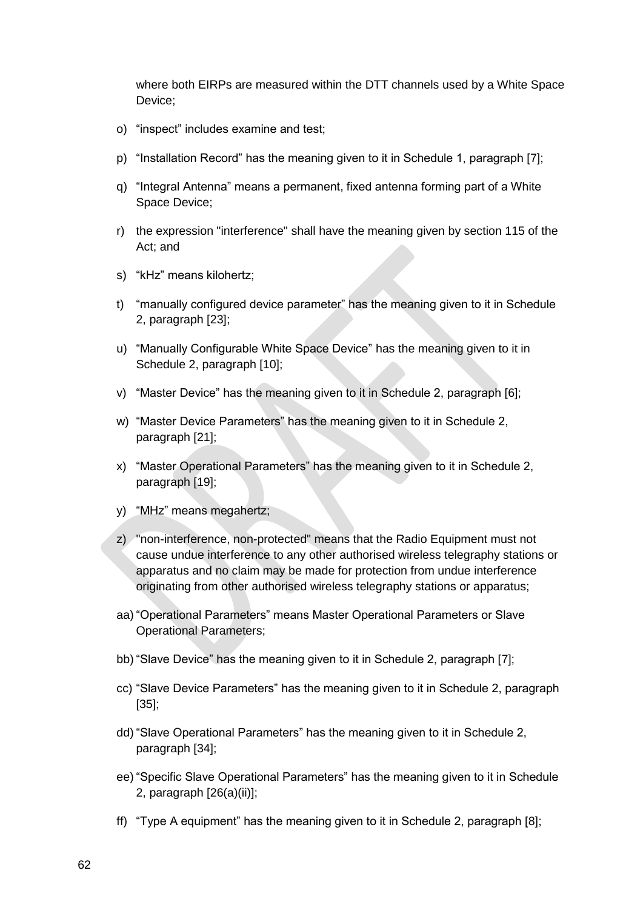where both EIRPs are measured within the DTT channels used by a White Space Device;

o) “inspect” includes examine and test;

p) “Installation Record” has the meaning given to it in Schedule 1, paragraph [7];

q) “Integral Antenna” means a permanent, fixed antenna forming part of a White Space Device;

r) the expression "interference" shall have the meaning given by section 115 of the Act; and

s) “kHz” means kilohertz;

t) “manually configured device parameter” has the meaning given to it in Schedule 2, paragraph [23];

u) “Manually Configurable White Space Device” has the meaning given to it in Schedule 2, paragraph [10];

v) “Master Device” has the meaning given to it in Schedule 2, paragraph [6];

w) “Master Device Parameters” has the meaning given to it in Schedule 2, paragraph [21];

x) “Master Operational Parameters” has the meaning given to it in Schedule 2, paragraph [19];

y) “MHz” means megahertz;

z) "non-interference, non-protected" means that the Radio Equipment must not cause undue interference to any other authorised wireless telegraphy stations or apparatus and no claim may be made for protection from undue interference originating from other authorised wireless telegraphy stations or apparatus;

aa) “Operational Parameters” means Master Operational Parameters or Slave Operational Parameters;

bb) “Slave Device” has the meaning given to it in Schedule 2, paragraph [7];

cc) “Slave Device Parameters” has the meaning given to it in Schedule 2, paragraph [35];

dd) “Slave Operational Parameters” has the meaning given to it in Schedule 2, paragraph [34];

ee) “Specific Slave Operational Parameters” has the meaning given to it in Schedule 2, paragraph [26(a)(ii)];

ff) “Type A equipment” has the meaning given to it in Schedule 2, paragraph [8];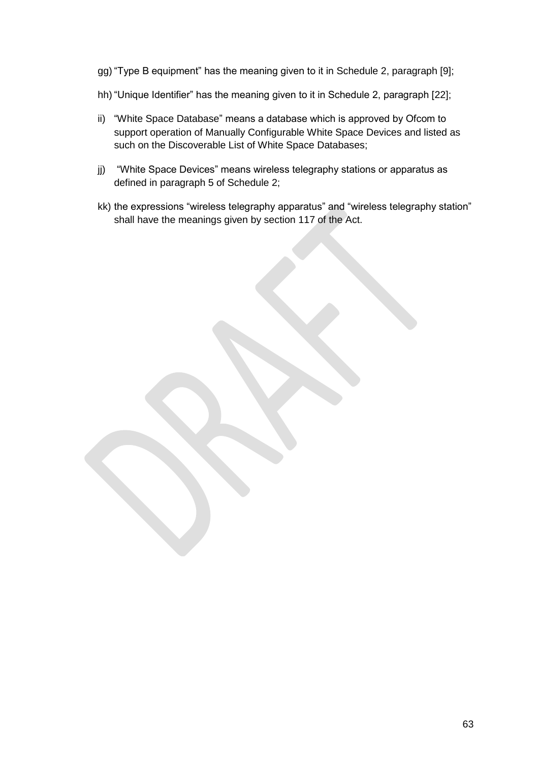gg) “Type B equipment” has the meaning given to it in Schedule 2, paragraph [9];

hh) “Unique Identifier” has the meaning given to it in Schedule 2, paragraph [22];

ii) “White Space Database” means a database which is approved by Ofcom to support operation of Manually Configurable White Space Devices and listed as such on the Discoverable List of White Space Databases;

jj) “White Space Devices” means wireless telegraphy stations or apparatus as defined in paragraph 5 of Schedule 2;

kk) the expressions “wireless telegraphy apparatus” and “wireless telegraphy station” shall have the meanings given by section 117 of the Act.